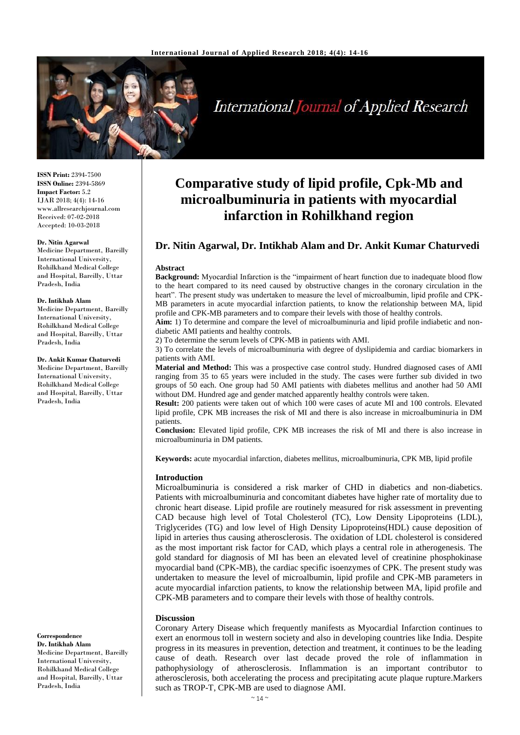# Comparative study of lipid profile, Cpk-Mb and microalbuminuria in patients with myocardial infarction in Rohilkhand region

**Dr. Nitin Agarwal, Dr. Intikhab Alam and Dr. Ankit Kumar Chaturvedi**

ISSN Print: 2394-7500
ISSN Online: 2394-5869
Impact Factor: 5.2
IJAR 2018; 4(4): 14-16
www.allresearchjournal.com
Received: 07-02-2018
Accepted: 10-03-2018

**Dr. Nitin Agarwal**
Medicine Department, Bareilly International University, Rohilkhand Medical College and Hospital, Bareilly, Uttar Pradesh, India

**Dr. Intikhab Alam**
Medicine Department, Bareilly International University, Rohilkhand Medical College and Hospital, Bareilly, Uttar Pradesh, India

**Dr. Ankit Kumar Chaturvedi**
Medicine Department, Bareilly International University, Rohilkhand Medical College and Hospital, Bareilly, Uttar Pradesh, India

**Correspondence**
**Dr. Intikhab Alam**
Medicine Department, Bareilly International University, Rohilkhand Medical College and Hospital, Bareilly, Uttar Pradesh, India

### Abstract

**Background:** Myocardial Infarction is the "impairment of heart function due to inadequate blood flow to the heart compared to its need caused by obstructive changes in the coronary circulation in the heart". The present study was undertaken to measure the level of microalbumin, lipid profile and CPK-MB parameters in acute myocardial infarction patients, to know the relationship between MA, lipid profile and CPK-MB parameters and to compare their levels with those of healthy controls.

**Aim:** 1) To determine and compare the level of microalbuminuria and lipid profile indiabetic and non-diabetic AMI patients and healthy controls.

2) To determine the serum levels of CPK-MB in patients with AMI.

3) To correlate the levels of microalbuminuria with degree of dyslipidemia and cardiac biomarkers in patients with AMI.

**Material and Method:** This was a prospective case control study. Hundred diagnosed cases of AMI ranging from 35 to 65 years were included in the study. The cases were further sub divided in two groups of 50 each. One group had 50 AMI patients with diabetes mellitus and another had 50 AMI without DM. Hundred age and gender matched apparently healthy controls were taken.

**Result:** 200 patients were taken out of which 100 were cases of acute MI and 100 controls. Elevated lipid profile, CPK MB increases the risk of MI and there is also increase in microalbuminuria in DM patients.

**Conclusion:** Elevated lipid profile, CPK MB increases the risk of MI and there is also increase in microalbuminuria in DM patients.

**Keywords:** acute myocardial infarction, diabetes mellitus, microalbuminuria, CPK MB, lipid profile

### Introduction

Microalbuminuria is considered a risk marker of CHD in diabetics and non-diabetics. Patients with microalbuminuria and concomitant diabetes have higher rate of mortality due to chronic heart disease. Lipid profile are routinely measured for risk assessment in preventing CAD because high level of Total Cholesterol (TC), Low Density Lipoproteins (LDL), Triglycerides (TG) and low level of High Density Lipoproteins(HDL) cause deposition of lipid in arteries thus causing atherosclerosis. The oxidation of LDL cholesterol is considered as the most important risk factor for CAD, which plays a central role in atherogenesis. The gold standard for diagnosis of MI has been an elevated level of creatinine phosphokinase myocardial band (CPK-MB), the cardiac specific isoenzymes of CPK. The present study was undertaken to measure the level of microalbumin, lipid profile and CPK-MB parameters in acute myocardial infarction patients, to know the relationship between MA, lipid profile and CPK-MB parameters and to compare their levels with those of healthy controls.

### Discussion

Coronary Artery Disease which frequently manifests as Myocardial Infarction continues to exert an enormous toll in western society and also in developing countries like India. Despite progress in its measures in prevention, detection and treatment, it continues to be the leading cause of death. Research over last decade proved the role of inflammation in pathophysiology of atherosclerosis. Inflammation is an important contributor to atherosclerosis, both accelerating the process and precipitating acute plaque rupture.Markers such as TROP-T, CPK-MB are used to diagnose AMI.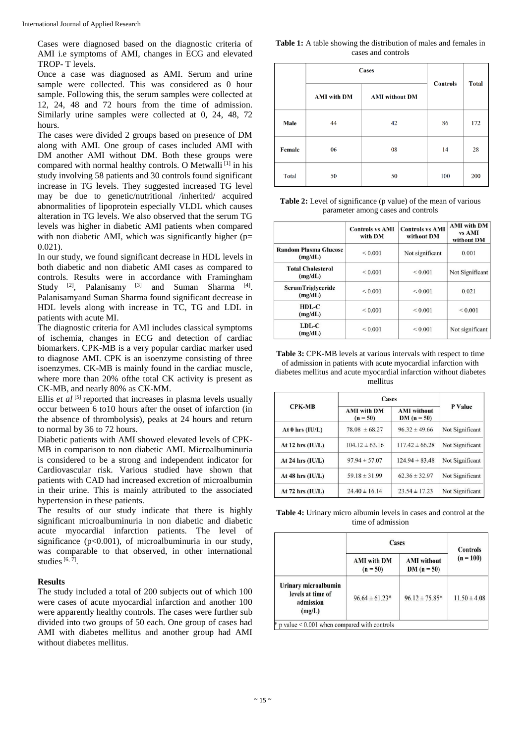Cases were diagnosed based on the diagnostic criteria of AMI i.e symptoms of AMI, changes in ECG and elevated TROP- T levels.

Once a case was diagnosed as AMI. Serum and urine sample were collected. This was considered as 0 hour sample. Following this, the serum samples were collected at 12, 24, 48 and 72 hours from the time of admission. Similarly urine samples were collected at 0, 24, 48, 72 hours.

The cases were divided 2 groups based on presence of DM along with AMI. One group of cases included AMI with DM another AMI without DM. Both these groups were compared with normal healthy controls. O Metwalli [1] in his study involving 58 patients and 30 controls found significant increase in TG levels. They suggested increased TG level may be due to genetic/nutritional /inherited/ acquired abnormalities of lipoprotein especially VLDL which causes alteration in TG levels. We also observed that the serum TG levels was higher in diabetic AMI patients when compared with non diabetic AMI, which was significantly higher (p= 0.021).

In our study, we found significant decrease in HDL levels in both diabetic and non diabetic AMI cases as compared to controls. Results were in accordance with Framingham Study [2], Palanisamy [3] and Suman Sharma [4]. Palanisamyand Suman Sharma found significant decrease in HDL levels along with increase in TC, TG and LDL in patients with acute MI.

The diagnostic criteria for AMI includes classical symptoms of ischemia, changes in ECG and detection of cardiac biomarkers. CPK-MB is a very popular cardiac marker used to diagnose AMI. CPK is an isoenzyme consisting of three isoenzymes. CK-MB is mainly found in the cardiac muscle, where more than 20% ofthe total CK activity is present as CK-MB, and nearly 80% as CK-MM.

Ellis *et al* [5] reported that increases in plasma levels usually occur between 6 to10 hours after the onset of infarction (in the absence of thrombolysis), peaks at 24 hours and return to normal by 36 to 72 hours.

Diabetic patients with AMI showed elevated levels of CPK-MB in comparison to non diabetic AMI. Microalbuminuria is considered to be a strong and independent indicator for Cardiovascular risk. Various studied have shown that patients with CAD had increased excretion of microalbumin in their urine. This is mainly attributed to the associated hypertension in these patients.

The results of our study indicate that there is highly significant microalbuminuria in non diabetic and diabetic acute myocardial infarction patients. The level of significance (p<0.001), of microalbuminuria in our study, was comparable to that observed, in other international studies [6, 7].

## Results

The study included a total of 200 subjects out of which 100 were cases of acute myocardial infarction and another 100 were apparently healthy controls. The cases were further sub divided into two groups of 50 each. One group of cases had AMI with diabetes mellitus and another group had AMI without diabetes mellitus.

**Table 1:** A table showing the distribution of males and females in cases and controls

| | Cases | | Controls | Total |
|---|---|---|---|---|
| | AMI with DM | AMI without DM | | |
| Male | 44 | 42 | 86 | 172 |
| Female | 06 | 08 | 14 | 28 |
| Total | 50 | 50 | 100 | 200 |

**Table 2:** Level of significance (p value) of the mean of various parameter among cases and controls

| | Controls vs AMI with DM | Controls vs AMI without DM | AMI with DM vs AMI without DM |
|---|---|---|---|
| Random Plasma Glucose (mg/dL) | < 0.001 | Not significant | 0.001 |
| Total Cholesterol (mg/dL) | < 0.001 | < 0.001 | Not Significant |
| SerumTriglyceride (mg/dL) | < 0.001 | < 0.001 | 0.021 |
| HDL-C (mg/dL) | < 0.001 | < 0.001 | < 0.001 |
| LDL-C (mg/dL) | < 0.001 | < 0.001 | Not significant |

**Table 3:** CPK-MB levels at various intervals with respect to time of admission in patients with acute myocardial infarction with diabetes mellitus and acute myocardial infarction without diabetes mellitus

| CPK-MB | Cases | | P Value |
|---|---|---|---|
| | AMI with DM (n = 50) | AMI without DM (n = 50) | |
| At 0 hrs (IU/L) | 78.08 ± 68.27 | 96.32 ± 49.66 | Not Significant |
| At 12 hrs (IU/L) | 104.12 ± 63.16 | 117.42 ± 66.28 | Not Significant |
| At 24 hrs (IU/L) | 97.94 ± 57.07 | 124.94 ± 83.48 | Not Significant |
| At 48 hrs (IU/L) | 59.18 ± 31.99 | 62.36 ± 32.97 | Not Significant |
| At 72 hrs (IU/L) | 24.40 ± 16.14 | 23.54 ± 17.23 | Not Significant |

**Table 4:** Urinary micro albumin levels in cases and control at the time of admission

| | Cases | | Controls (n = 100) |
|---|---|---|---|
| | AMI with DM (n = 50) | AMI without DM (n = 50) | |
| Urinary microalbumin levels at time of admission (mg/L) | 96.64 ± 61.23* | 96.12 ± 75.85* | 11.50 ± 4.08 |

* p value < 0.001 when compared with controls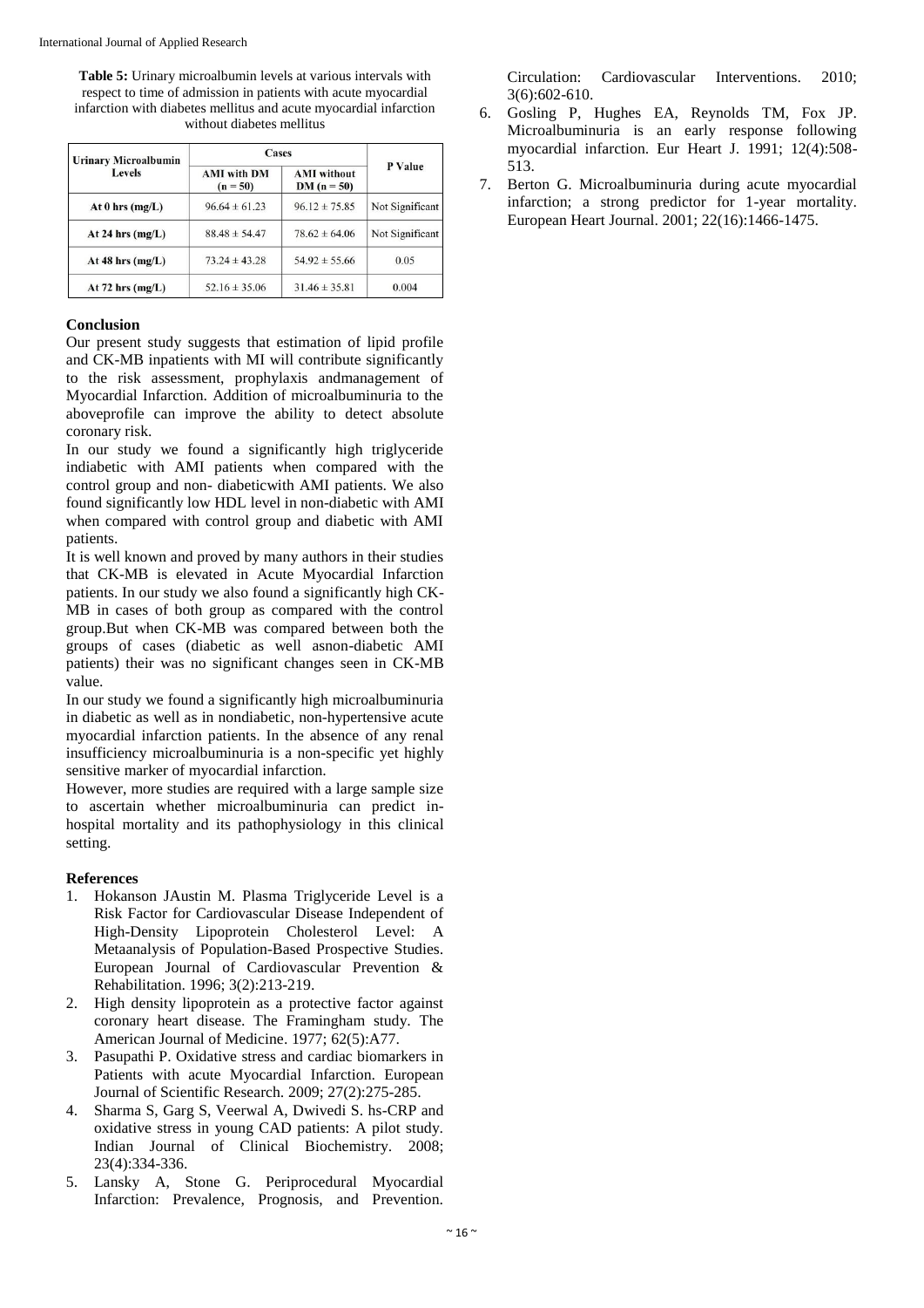**Table 5:** Urinary microalbumin levels at various intervals with respect to time of admission in patients with acute myocardial infarction with diabetes mellitus and acute myocardial infarction without diabetes mellitus

| Urinary Microalbumin Levels | Cases | | P Value |
|---|---|---|---|
| | AMI with DM (n = 50) | AMI without DM (n = 50) | |
| At 0 hrs (mg/L) | 96.64 ± 61.23 | 96.12 ± 75.85 | Not Significant |
| At 24 hrs (mg/L) | 88.48 ± 54.47 | 78.62 ± 64.06 | Not Significant |
| At 48 hrs (mg/L) | 73.24 ± 43.28 | 54.92 ± 55.66 | 0.05 |
| At 72 hrs (mg/L) | 52.16 ± 35.06 | 31.46 ± 35.81 | 0.004 |

## Conclusion

Our present study suggests that estimation of lipid profile and CK-MB inpatients with MI will contribute significantly to the risk assessment, prophylaxis andmanagement of Myocardial Infarction. Addition of microalbuminuria to the aboveprofile can improve the ability to detect absolute coronary risk.

In our study we found a significantly high triglyceride indiabetic with AMI patients when compared with the control group and non- diabeticwith AMI patients. We also found significantly low HDL level in non-diabetic with AMI when compared with control group and diabetic with AMI patients.

It is well known and proved by many authors in their studies that CK-MB is elevated in Acute Myocardial Infarction patients. In our study we also found a significantly high CK-MB in cases of both group as compared with the control group.But when CK-MB was compared between both the groups of cases (diabetic as well asnon-diabetic AMI patients) their was no significant changes seen in CK-MB value.

In our study we found a significantly high microalbuminuria in diabetic as well as in nondiabetic, non-hypertensive acute myocardial infarction patients. In the absence of any renal insufficiency microalbuminuria is a non-specific yet highly sensitive marker of myocardial infarction.

However, more studies are required with a large sample size to ascertain whether microalbuminuria can predict in-hospital mortality and its pathophysiology in this clinical setting.

## References

1. Hokanson JAustin M. Plasma Triglyceride Level is a Risk Factor for Cardiovascular Disease Independent of High-Density Lipoprotein Cholesterol Level: A Metaanalysis of Population-Based Prospective Studies. European Journal of Cardiovascular Prevention & Rehabilitation. 1996; 3(2):213-219.
2. High density lipoprotein as a protective factor against coronary heart disease. The Framingham study. The American Journal of Medicine. 1977; 62(5):A77.
3. Pasupathi P. Oxidative stress and cardiac biomarkers in Patients with acute Myocardial Infarction. European Journal of Scientific Research. 2009; 27(2):275-285.
4. Sharma S, Garg S, Veerwal A, Dwivedi S. hs-CRP and oxidative stress in young CAD patients: A pilot study. Indian Journal of Clinical Biochemistry. 2008; 23(4):334-336.
5. Lansky A, Stone G. Periprocedural Myocardial Infarction: Prevalence, Prognosis, and Prevention. Circulation: Cardiovascular Interventions. 2010; 3(6):602-610.
6. Gosling P, Hughes EA, Reynolds TM, Fox JP. Microalbuminuria is an early response following myocardial infarction. Eur Heart J. 1991; 12(4):508-513.
7. Berton G. Microalbuminuria during acute myocardial infarction; a strong predictor for 1-year mortality. European Heart Journal. 2001; 22(16):1466-1475.